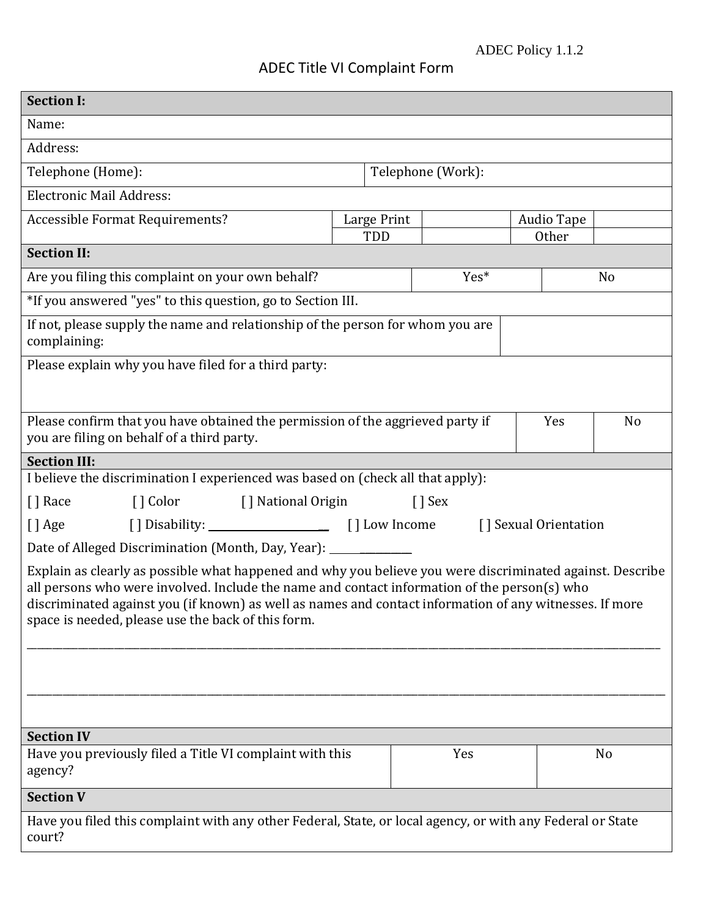ADEC Policy 1.1.2

# ADEC Title VI Complaint Form

| **Section I:** | | | | |
|---|---|---|---|---|
| Name: | | | | |
| Address: | | | | |
| Telephone (Home): | | Telephone (Work): | | |
| Electronic Mail Address: | | | | |
| Accessible Format Requirements? | Large Print | | Audio Tape | |
| | TDD | | Other | |

| **Section II:** | | |
|---|---|---|
| Are you filing this complaint on your own behalf? | Yes* | No |
| *If you answered "yes" to this question, go to Section III. | | |
| If not, please supply the name and relationship of the person for whom you are complaining: | | |
| Please explain why you have filed for a third party: | | |
| Please confirm that you have obtained the permission of the aggrieved party if you are filing on behalf of a third party. | Yes | No |

**Section III:**

I believe the discrimination I experienced was based on (check all that apply):

[] Race [] Color [] National Origin [] Sex

[] Age [] Disability: ______________________ [] Low Income [] Sexual Orientation

Date of Alleged Discrimination (Month, Day, Year): __________

Explain as clearly as possible what happened and why you believe you were discriminated against. Describe all persons who were involved. Include the name and contact information of the person(s) who discriminated against you (if known) as well as names and contact information of any witnesses. If more space is needed, please use the back of this form.

______________________________________________________________________________

______________________________________________________________________________

| **Section IV** | | |
|---|---|---|
| Have you previously filed a Title VI complaint with this agency? | Yes | No |

| **Section V** |
|---|
| Have you filed this complaint with any other Federal, State, or local agency, or with any Federal or State court? |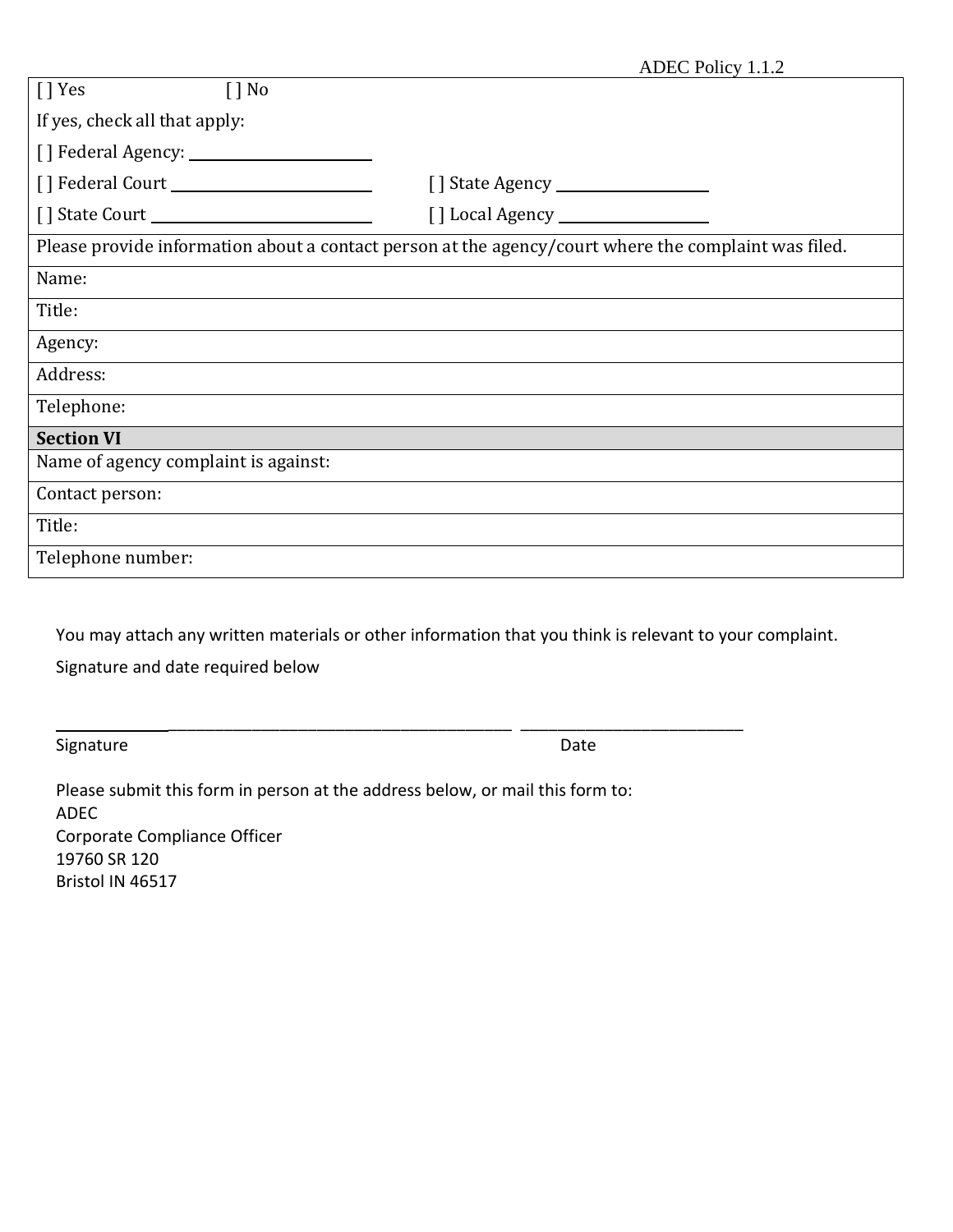| | |
|---|---|
| [ ] Yes [ ] No<br>If yes, check all that apply:<br>[ ] Federal Agency: ____________<br>[ ] Federal Court ____________ [ ] State Agency ____________<br>[ ] State Court ____________ [ ] Local Agency ____________ | |
| Please provide information about a contact person at the agency/court where the complaint was filed. | |
| Name: | |
| Title: | |
| Agency: | |
| Address: | |
| Telephone: | |
| **Section VI** | |
| Name of agency complaint is against: | |
| Contact person: | |
| Title: | |
| Telephone number: | |

You may attach any written materials or other information that you think is relevant to your complaint.

Signature and date required below

_______________________________________________ ____________________________
Signature Date

Please submit this form in person at the address below, or mail this form to:
ADEC
Corporate Compliance Officer
19760 SR 120
Bristol IN 46517